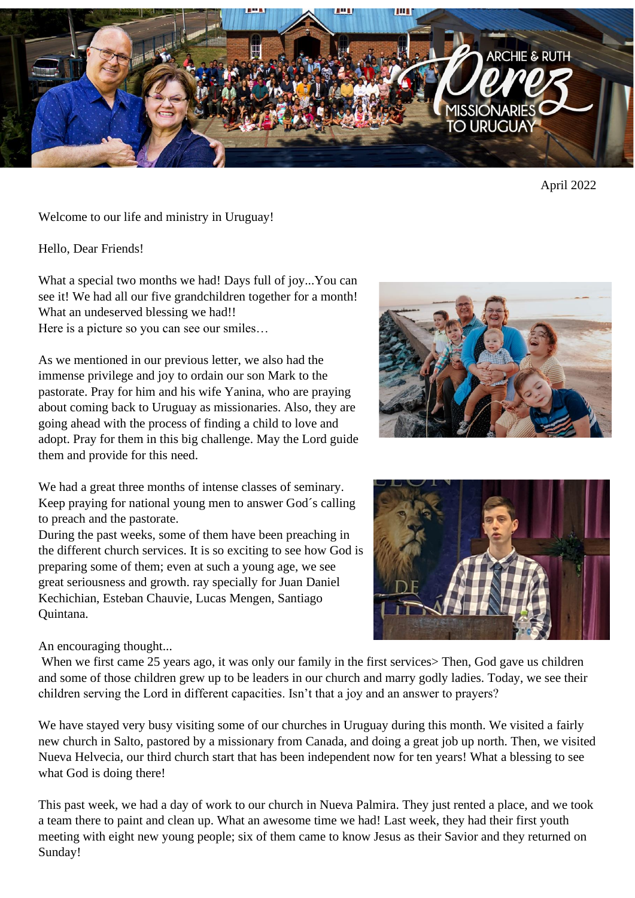ARCHIE & RUTH

# Perez

MISSIONARIES TO URUGUAY

April 2022

Welcome to our life and ministry in Uruguay!

Hello, Dear Friends!

What a special two months we had! Days full of joy...You can see it! We had all our five grandchildren together for a month! What an undeserved blessing we had!!
Here is a picture so you can see our smiles…

As we mentioned in our previous letter, we also had the immense privilege and joy to ordain our son Mark to the pastorate. Pray for him and his wife Yanina, who are praying about coming back to Uruguay as missionaries. Also, they are going ahead with the process of finding a child to love and adopt. Pray for them in this big challenge. May the Lord guide them and provide for this need.

We had a great three months of intense classes of seminary. Keep praying for national young men to answer God´s calling to preach and the pastorate.
During the past weeks, some of them have been preaching in the different church services. It is so exciting to see how God is preparing some of them; even at such a young age, we see great seriousness and growth. ray specially for Juan Daniel Kechichian, Esteban Chauvie, Lucas Mengen, Santiago Quintana.

An encouraging thought...
When we first came 25 years ago, it was only our family in the first services> Then, God gave us children and some of those children grew up to be leaders in our church and marry godly ladies. Today, we see their children serving the Lord in different capacities. Isn't that a joy and an answer to prayers?

We have stayed very busy visiting some of our churches in Uruguay during this month. We visited a fairly new church in Salto, pastored by a missionary from Canada, and doing a great job up north. Then, we visited Nueva Helvecia, our third church start that has been independent now for ten years! What a blessing to see what God is doing there!

This past week, we had a day of work to our church in Nueva Palmira. They just rented a place, and we took a team there to paint and clean up. What an awesome time we had! Last week, they had their first youth meeting with eight new young people; six of them came to know Jesus as their Savior and they returned on Sunday!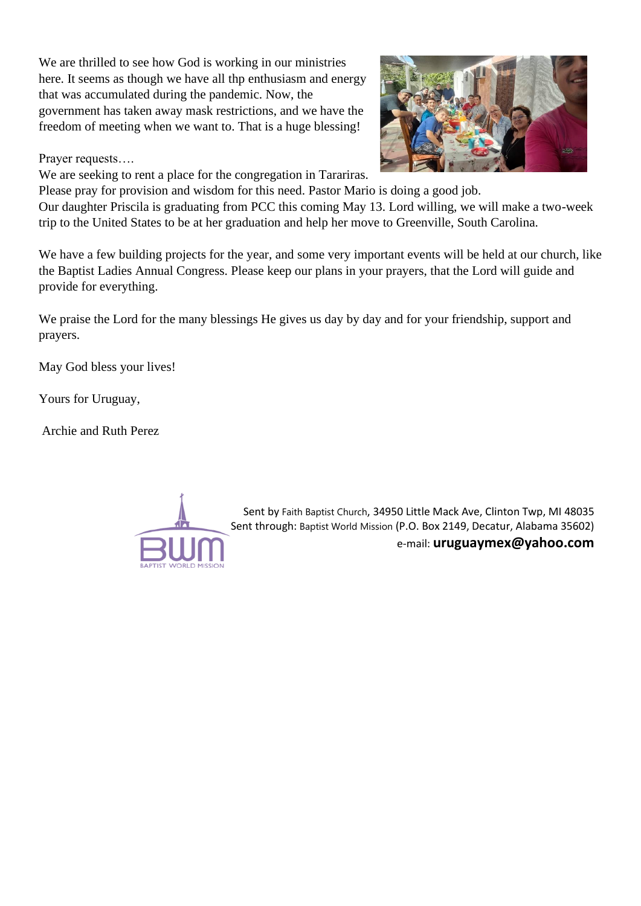We are thrilled to see how God is working in our ministries here. It seems as though we have all thp enthusiasm and energy that was accumulated during the pandemic. Now, the government has taken away mask restrictions, and we have the freedom of meeting when we want to. That is a huge blessing!

Prayer requests….

We are seeking to rent a place for the congregation in Tarariras. Please pray for provision and wisdom for this need. Pastor Mario is doing a good job.

Our daughter Priscila is graduating from PCC this coming May 13. Lord willing, we will make a two-week trip to the United States to be at her graduation and help her move to Greenville, South Carolina.

We have a few building projects for the year, and some very important events will be held at our church, like the Baptist Ladies Annual Congress. Please keep our plans in your prayers, that the Lord will guide and provide for everything.

We praise the Lord for the many blessings He gives us day by day and for your friendship, support and prayers.

May God bless your lives!

Yours for Uruguay,

Archie and Ruth Perez

BWM
BAPTIST WORLD MISSION

Sent by Faith Baptist Church, 34950 Little Mack Ave, Clinton Twp, MI 48035
Sent through: Baptist World Mission (P.O. Box 2149, Decatur, Alabama 35602)
e-mail: **uruguaymex@yahoo.com**